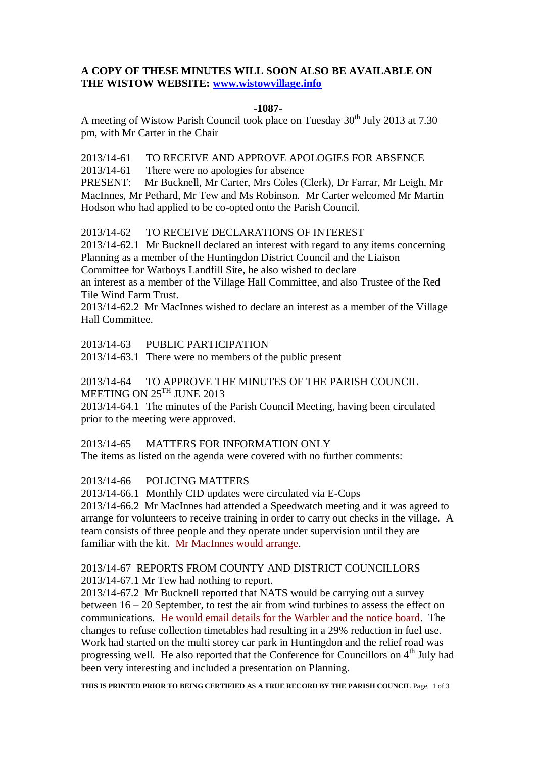**A COPY OF THESE MINUTES WILL SOON ALSO BE AVAILABLE ON THE WISTOW WEBSITE: [www.wistowvillage.info](http://www.wistowvillage.info)**

**-1087-**

A meeting of Wistow Parish Council took place on Tuesday 30th July 2013 at 7.30 pm, with Mr Carter in the Chair

2013/14-61 TO RECEIVE AND APPROVE APOLOGIES FOR ABSENCE
2013/14-61 There were no apologies for absence
PRESENT: Mr Bucknell, Mr Carter, Mrs Coles (Clerk), Dr Farrar, Mr Leigh, Mr MacInnes, Mr Pethard, Mr Tew and Ms Robinson. Mr Carter welcomed Mr Martin Hodson who had applied to be co-opted onto the Parish Council.

2013/14-62 TO RECEIVE DECLARATIONS OF INTEREST
2013/14-62.1 Mr Bucknell declared an interest with regard to any items concerning Planning as a member of the Huntingdon District Council and the Liaison Committee for Warboys Landfill Site, he also wished to declare an interest as a member of the Village Hall Committee, and also Trustee of the Red Tile Wind Farm Trust.
2013/14-62.2 Mr MacInnes wished to declare an interest as a member of the Village Hall Committee.

2013/14-63 PUBLIC PARTICIPATION
2013/14-63.1 There were no members of the public present

2013/14-64 TO APPROVE THE MINUTES OF THE PARISH COUNCIL MEETING ON 25TH JUNE 2013
2013/14-64.1 The minutes of the Parish Council Meeting, having been circulated prior to the meeting were approved.

2013/14-65 MATTERS FOR INFORMATION ONLY
The items as listed on the agenda were covered with no further comments:

2013/14-66 POLICING MATTERS
2013/14-66.1 Monthly CID updates were circulated via E-Cops
2013/14-66.2 Mr MacInnes had attended a Speedwatch meeting and it was agreed to arrange for volunteers to receive training in order to carry out checks in the village. A team consists of three people and they operate under supervision until they are familiar with the kit. Mr MacInnes would arrange.

2013/14-67 REPORTS FROM COUNTY AND DISTRICT COUNCILLORS
2013/14-67.1 Mr Tew had nothing to report.
2013/14-67.2 Mr Bucknell reported that NATS would be carrying out a survey between 16 – 20 September, to test the air from wind turbines to assess the effect on communications. He would email details for the Warbler and the notice board. The changes to refuse collection timetables had resulting in a 29% reduction in fuel use. Work had started on the multi storey car park in Huntingdon and the relief road was progressing well. He also reported that the Conference for Councillors on 4th July had been very interesting and included a presentation on Planning.

**THIS IS PRINTED PRIOR TO BEING CERTIFIED AS A TRUE RECORD BY THE PARISH COUNCIL**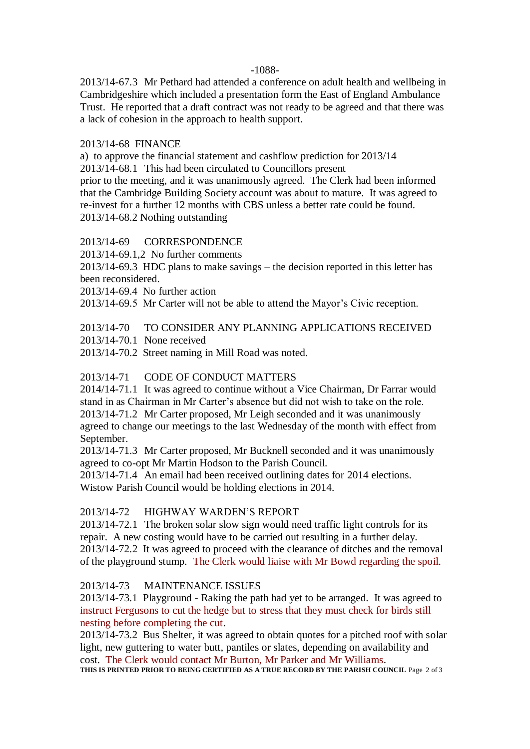2013/14-67.3 Mr Pethard had attended a conference on adult health and wellbeing in Cambridgeshire which included a presentation form the East of England Ambulance Trust. He reported that a draft contract was not ready to be agreed and that there was a lack of cohesion in the approach to health support.

2013/14-68 FINANCE

a) to approve the financial statement and cashflow prediction for 2013/14

2013/14-68.1 This had been circulated to Councillors present prior to the meeting, and it was unanimously agreed. The Clerk had been informed that the Cambridge Building Society account was about to mature. It was agreed to re-invest for a further 12 months with CBS unless a better rate could be found.

2013/14-68.2 Nothing outstanding

2013/14-69 CORRESPONDENCE

2013/14-69.1,2 No further comments

2013/14-69.3 HDC plans to make savings – the decision reported in this letter has been reconsidered.

2013/14-69.4 No further action

2013/14-69.5 Mr Carter will not be able to attend the Mayor's Civic reception.

2013/14-70 TO CONSIDER ANY PLANNING APPLICATIONS RECEIVED

2013/14-70.1 None received

2013/14-70.2 Street naming in Mill Road was noted.

2013/14-71 CODE OF CONDUCT MATTERS

2014/14-71.1 It was agreed to continue without a Vice Chairman, Dr Farrar would stand in as Chairman in Mr Carter's absence but did not wish to take on the role.

2013/14-71.2 Mr Carter proposed, Mr Leigh seconded and it was unanimously agreed to change our meetings to the last Wednesday of the month with effect from September.

2013/14-71.3 Mr Carter proposed, Mr Bucknell seconded and it was unanimously agreed to co-opt Mr Martin Hodson to the Parish Council.

2013/14-71.4 An email had been received outlining dates for 2014 elections. Wistow Parish Council would be holding elections in 2014.

2013/14-72 HIGHWAY WARDEN'S REPORT

2013/14-72.1 The broken solar slow sign would need traffic light controls for its repair. A new costing would have to be carried out resulting in a further delay.

2013/14-72.2 It was agreed to proceed with the clearance of ditches and the removal of the playground stump. The Clerk would liaise with Mr Bowd regarding the spoil.

2013/14-73 MAINTENANCE ISSUES

2013/14-73.1 Playground - Raking the path had yet to be arranged. It was agreed to instruct Fergusons to cut the hedge but to stress that they must check for birds still nesting before completing the cut.

2013/14-73.2 Bus Shelter, it was agreed to obtain quotes for a pitched roof with solar light, new guttering to water butt, pantiles or slates, depending on availability and cost. The Clerk would contact Mr Burton, Mr Parker and Mr Williams.

**THIS IS PRINTED PRIOR TO BEING CERTIFIED AS A TRUE RECORD BY THE PARISH COUNCIL**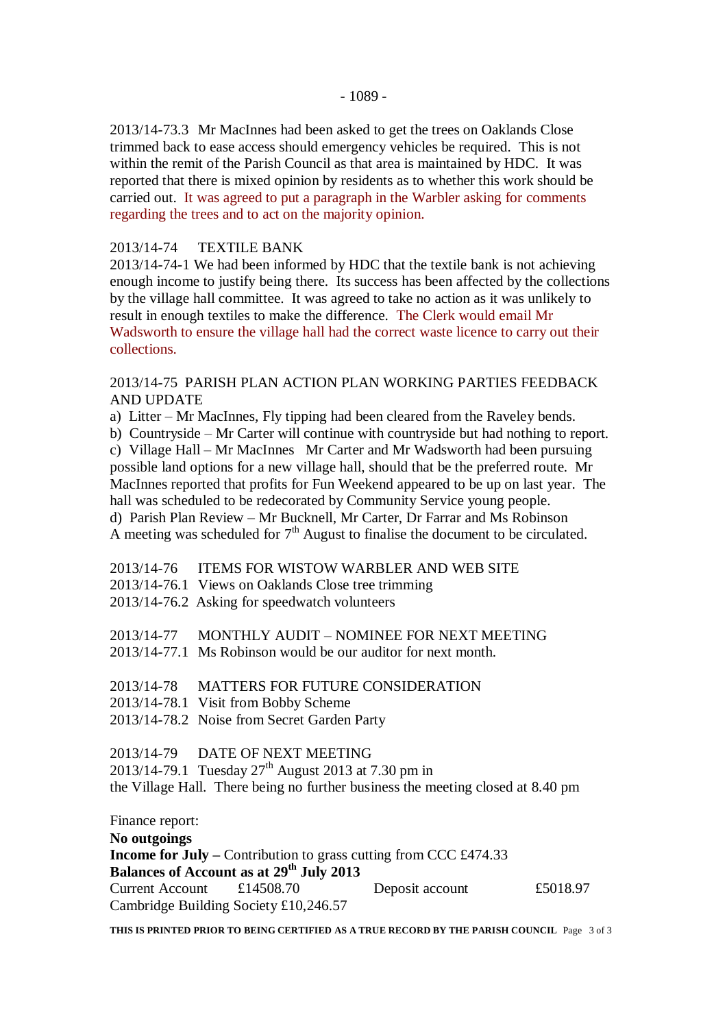2013/14-73.3 Mr MacInnes had been asked to get the trees on Oaklands Close trimmed back to ease access should emergency vehicles be required. This is not within the remit of the Parish Council as that area is maintained by HDC. It was reported that there is mixed opinion by residents as to whether this work should be carried out. It was agreed to put a paragraph in the Warbler asking for comments regarding the trees and to act on the majority opinion.

2013/14-74 TEXTILE BANK

2013/14-74-1 We had been informed by HDC that the textile bank is not achieving enough income to justify being there. Its success has been affected by the collections by the village hall committee. It was agreed to take no action as it was unlikely to result in enough textiles to make the difference. The Clerk would email Mr Wadsworth to ensure the village hall had the correct waste licence to carry out their collections.

2013/14-75 PARISH PLAN ACTION PLAN WORKING PARTIES FEEDBACK AND UPDATE

a) Litter – Mr MacInnes, Fly tipping had been cleared from the Raveley bends.
b) Countryside – Mr Carter will continue with countryside but had nothing to report.
c) Village Hall – Mr MacInnes Mr Carter and Mr Wadsworth had been pursuing possible land options for a new village hall, should that be the preferred route. Mr MacInnes reported that profits for Fun Weekend appeared to be up on last year. The hall was scheduled to be redecorated by Community Service young people.
d) Parish Plan Review – Mr Bucknell, Mr Carter, Dr Farrar and Ms Robinson
A meeting was scheduled for 7th August to finalise the document to be circulated.

2013/14-76 ITEMS FOR WISTOW WARBLER AND WEB SITE

2013/14-76.1 Views on Oaklands Close tree trimming

2013/14-76.2 Asking for speedwatch volunteers

2013/14-77 MONTHLY AUDIT – NOMINEE FOR NEXT MEETING

2013/14-77.1 Ms Robinson would be our auditor for next month.

2013/14-78 MATTERS FOR FUTURE CONSIDERATION

2013/14-78.1 Visit from Bobby Scheme

2013/14-78.2 Noise from Secret Garden Party

2013/14-79 DATE OF NEXT MEETING

2013/14-79.1 Tuesday 27th August 2013 at 7.30 pm in the Village Hall. There being no further business the meeting closed at 8.40 pm

Finance report:

**No outgoings**

**Income for July –** Contribution to grass cutting from CCC £474.33

**Balances of Account as at 29th July 2013**

Current Account £14508.70 Deposit account £5018.97

Cambridge Building Society £10,246.57

**THIS IS PRINTED PRIOR TO BEING CERTIFIED AS A TRUE RECORD BY THE PARISH COUNCIL**